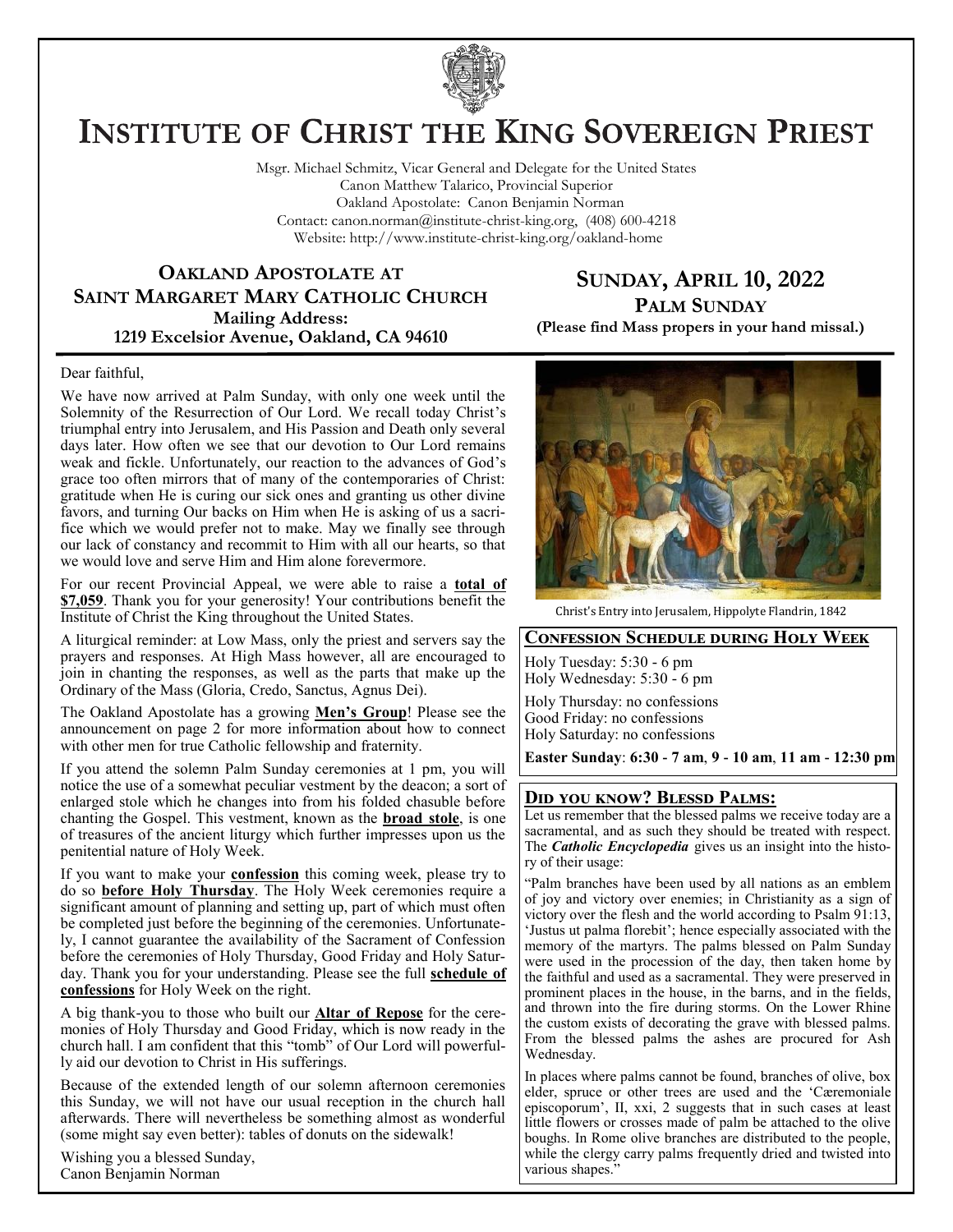# Institute of Christ the King Sovereign Priest

Msgr. Michael Schmitz, Vicar General and Delegate for the United States
Canon Matthew Talarico, Provincial Superior
Oakland Apostolate: Canon Benjamin Norman
Contact: canon.norman@institute-christ-king.org, (408) 600-4218
Website: http://www.institute-christ-king.org/oakland-home

## Oakland Apostolate at Saint Margaret Mary Catholic Church

**Mailing Address:**
**1219 Excelsior Avenue, Oakland, CA 94610**

## Sunday, April 10, 2022

### Palm Sunday

**(Please find Mass propers in your hand missal.)**

Dear faithful,

We have now arrived at Palm Sunday, with only one week until the Solemnity of the Resurrection of Our Lord. We recall today Christ's triumphal entry into Jerusalem, and His Passion and Death only several days later. How often we see that our devotion to Our Lord remains weak and fickle. Unfortunately, our reaction to the advances of God's grace too often mirrors that of many of the contemporaries of Christ: gratitude when He is curing our sick ones and granting us other divine favors, and turning Our backs on Him when He is asking of us a sacrifice which we would prefer not to make. May we finally see through our lack of constancy and recommit to Him with all our hearts, so that we would love and serve Him and Him alone forevermore.

For our recent Provincial Appeal, we were able to raise a **total of $7,059**. Thank you for your generosity! Your contributions benefit the Institute of Christ the King throughout the United States.

A liturgical reminder: at Low Mass, only the priest and servers say the prayers and responses. At High Mass however, all are encouraged to join in chanting the responses, as well as the parts that make up the Ordinary of the Mass (Gloria, Credo, Sanctus, Agnus Dei).

The Oakland Apostolate has a growing **Men's Group**! Please see the announcement on page 2 for more information about how to connect with other men for true Catholic fellowship and fraternity.

If you attend the solemn Palm Sunday ceremonies at 1 pm, you will notice the use of a somewhat peculiar vestment by the deacon; a sort of enlarged stole which he changes into from his folded chasuble before chanting the Gospel. This vestment, known as the **broad stole**, is one of treasures of the ancient liturgy which further impresses upon us the penitential nature of Holy Week.

If you want to make your **confession** this coming week, please try to do so **before Holy Thursday**. The Holy Week ceremonies require a significant amount of planning and setting up, part of which must often be completed just before the beginning of the ceremonies. Unfortunately, I cannot guarantee the availability of the Sacrament of Confession before the ceremonies of Holy Thursday, Good Friday and Holy Saturday. Thank you for your understanding. Please see the full **schedule of confessions** for Holy Week on the right.

A big thank-you to those who built our **Altar of Repose** for the ceremonies of Holy Thursday and Good Friday, which is now ready in the church hall. I am confident that this "tomb" of Our Lord will powerfully aid our devotion to Christ in His sufferings.

Because of the extended length of our solemn afternoon ceremonies this Sunday, we will not have our usual reception in the church hall afterwards. There will nevertheless be something almost as wonderful (some might say even better): tables of donuts on the sidewalk!

Wishing you a blessed Sunday,
Canon Benjamin Norman

Christ's Entry into Jerusalem, Hippolyte Flandrin, 1842

## Confession Schedule during Holy Week

Holy Tuesday: 5:30 - 6 pm
Holy Wednesday: 5:30 - 6 pm

Holy Thursday: no confessions
Good Friday: no confessions
Holy Saturday: no confessions

**Easter Sunday**: **6:30 - 7 am**, **9 - 10 am**, **11 am - 12:30 pm**

## Did you know? Blessd Palms:

Let us remember that the blessed palms we receive today are a sacramental, and as such they should be treated with respect. The ***Catholic Encyclopedia*** gives us an insight into the history of their usage:

"Palm branches have been used by all nations as an emblem of joy and victory over enemies; in Christianity as a sign of victory over the flesh and the world according to Psalm 91:13, 'Justus ut palma florebit'; hence especially associated with the memory of the martyrs. The palms blessed on Palm Sunday were used in the procession of the day, then taken home by the faithful and used as a sacramental. They were preserved in prominent places in the house, in the barns, and in the fields, and thrown into the fire during storms. On the Lower Rhine the custom exists of decorating the grave with blessed palms. From the blessed palms the ashes are procured for Ash Wednesday.

In places where palms cannot be found, branches of olive, box elder, spruce or other trees are used and the 'Cæremoniale episcoporum', II, xxi, 2 suggests that in such cases at least little flowers or crosses made of palm be attached to the olive boughs. In Rome olive branches are distributed to the people, while the clergy carry palms frequently dried and twisted into various shapes."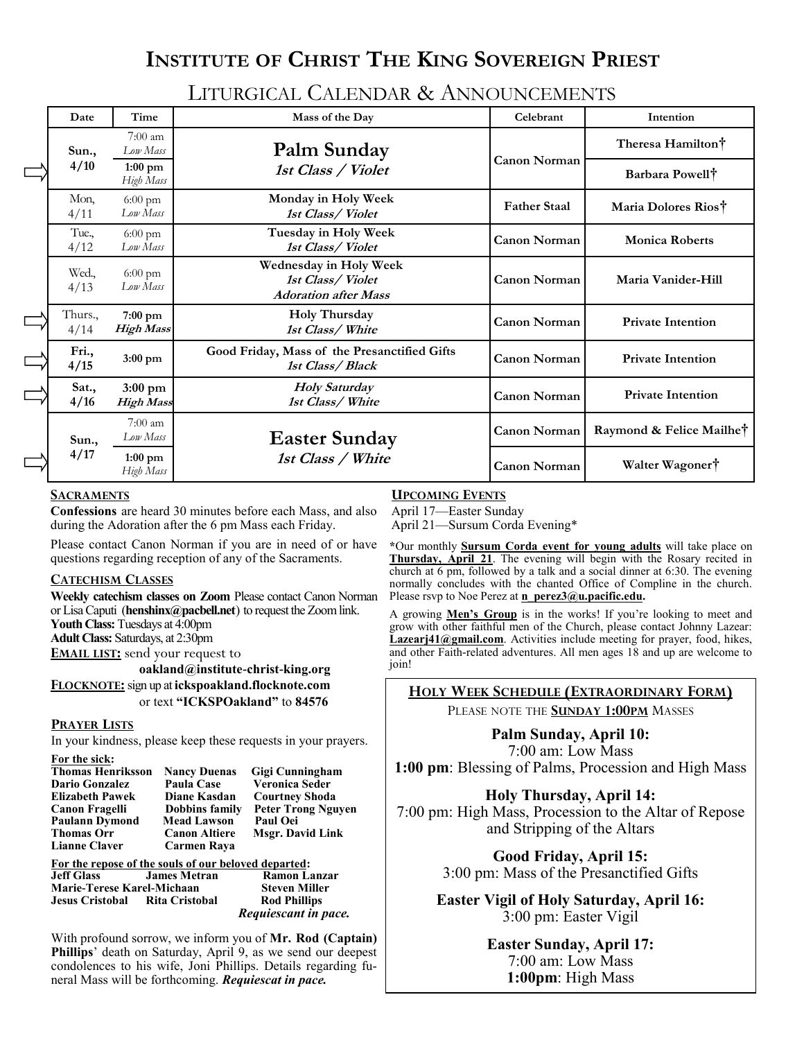# Institute of Christ The King Sovereign Priest

## Liturgical Calendar & Announcements

| Date | Time | Mass of the Day | Celebrant | Intention |
|---|---|---|---|---|
| **Sun., 4/10** | 7:00 am *Low Mass* | **Palm Sunday** ***1st Class / Violet*** | **Canon Norman** | **Theresa Hamilton†** |
| | **1:00 pm** *High Mass* | | | **Barbara Powell†** |
| Mon, 4/11 | 6:00 pm *Low Mass* | **Monday in Holy Week** ***1st Class/ Violet*** | **Father Staal** | **Maria Dolores Rios†** |
| Tue., 4/12 | 6:00 pm *Low Mass* | **Tuesday in Holy Week** ***1st Class/ Violet*** | **Canon Norman** | **Monica Roberts** |
| Wed., 4/13 | 6:00 pm *Low Mass* | **Wednesday in Holy Week** ***1st Class/ Violet*** ***Adoration after Mass*** | **Canon Norman** | **Maria Vanider-Hill** |
| Thurs., 4/14 | **7:00 pm** ***High Mass*** | **Holy Thursday** ***1st Class/ White*** | **Canon Norman** | **Private Intention** |
| **Fri., 4/15** | **3:00 pm** | **Good Friday, Mass of the Presanctified Gifts** ***1st Class/ Black*** | **Canon Norman** | **Private Intention** |
| **Sat., 4/16** | **3:00 pm** ***High Mass*** | ***Holy Saturday*** ***1st Class/ White*** | **Canon Norman** | **Private Intention** |
| **Sun., 4/17** | 7:00 am *Low Mass* | **Easter Sunday** ***1st Class / White*** | **Canon Norman** | **Raymond & Felice Mailhe†** |
| | **1:00 pm** *High Mass* | | **Canon Norman** | **Walter Wagoner†** |

### Sacraments

**Confessions** are heard 30 minutes before each Mass, and also during the Adoration after the 6 pm Mass each Friday.

Please contact Canon Norman if you are in need of or have questions regarding reception of any of the Sacraments.

### Catechism Classes

**Weekly catechism classes on Zoom** Please contact Canon Norman or Lisa Caputi (**henshinx@pacbell.net**) to request the Zoom link.

**Youth Class:** Tuesdays at 4:00pm

**Adult Class:** Saturdays, at 2:30pm

**Email list:** send your request to **oakland@institute-christ-king.org**

**Flocknote:** sign up at **ickspoakland.flocknote.com** or text **"ICKSPOakland"** to **84576**

### Prayer Lists

In your kindness, please keep these requests in your prayers.

**For the sick:**

**Thomas Henriksson, Nancy Duenas, Gigi Cunningham, Dario Gonzalez, Paula Case, Veronica Seder, Elizabeth Pawek, Diane Kasdan, Courtney Shoda, Canon Fragelli, Dobbins family, Peter Trong Nguyen, Paulann Dymond, Mead Lawson, Paul Oei, Thomas Orr, Canon Altiere, Msgr. David Link, Lianne Claver, Carmen Raya**

**For the repose of the souls of our beloved departed:**

**Jeff Glass, James Metran, Ramon Lanzar, Marie-Terese Karel-Michaan, Steven Miller, Jesus Cristobal, Rita Cristobal, Rod Phillips**

***Requiescant in pace.***

With profound sorrow, we inform you of **Mr. Rod (Captain) Phillips**' death on Saturday, April 9, as we send our deepest condolences to his wife, Joni Phillips. Details regarding funeral Mass will be forthcoming. ***Requiescat in pace.***

### Upcoming Events

April 17—Easter Sunday
April 21—Sursum Corda Evening*

*Our monthly **Sursum Corda event for young adults** will take place on **Thursday, April 21**. The evening will begin with the Rosary recited in church at 6 pm, followed by a talk and a social dinner at 6:30. The evening normally concludes with the chanted Office of Compline in the church. Please rsvp to Noe Perez at **n_perez3@u.pacific.edu.**

A growing **Men's Group** is in the works! If you're looking to meet and grow with other faithful men of the Church, please contact Johnny Lazear: **Lazearj41@gmail.com**. Activities include meeting for prayer, food, hikes, and other Faith-related adventures. All men ages 18 and up are welcome to join!

### Holy Week Schedule (Extraordinary Form)

Please note the **Sunday 1:00pm** Masses

**Palm Sunday, April 10:**
7:00 am: Low Mass
**1:00 pm**: Blessing of Palms, Procession and High Mass

**Holy Thursday, April 14:**
7:00 pm: High Mass, Procession to the Altar of Repose and Stripping of the Altars

**Good Friday, April 15:**
3:00 pm: Mass of the Presanctified Gifts

**Easter Vigil of Holy Saturday, April 16:**
3:00 pm: Easter Vigil

**Easter Sunday, April 17:**
7:00 am: Low Mass
**1:00pm**: High Mass